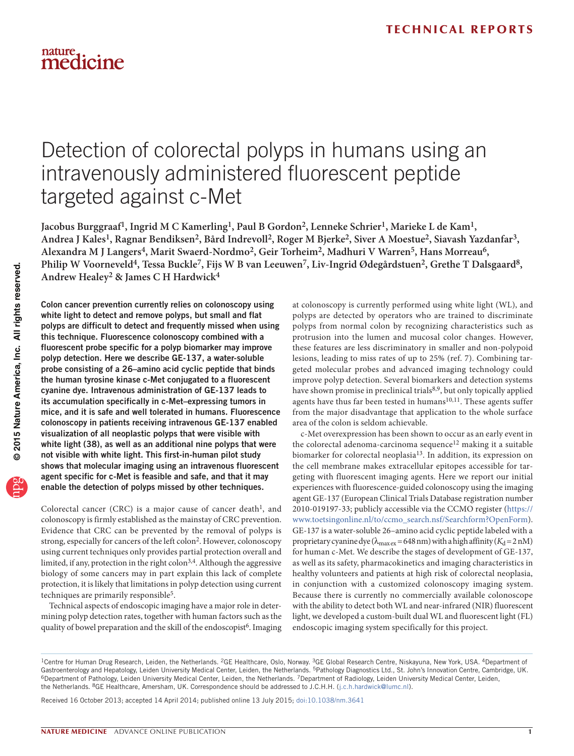# Detection of colorectal polyps in humans using an intravenously administered fluorescent peptide targeted against c-Met

Jacobus Burggraaf[1], Ingrid M C Kamerling[1], Paul B Gordon[2], Lenneke Schrier[1], Marieke L de Kam[1], Andrea J Kales[1], Ragnar Bendiksen[2], Bård Indrevoll[2], Roger M Bjerke[2], Siver A Moestue[2], Siavash Yazdanfar[3], Alexandra M J Langers[4], Marit Swaerd-Nordmo[2], Geir Torheim[2], Madhuri V Warren[5], Hans Morreau[6], Philip W Voorneveld[4], Tessa Buckle[7], Fijs W B van Leeuwen[7], Liv-Ingrid Ødegårdstuen[2], Grethe T Dalsgaard[8], Andrew Healey[2] & James C H Hardwick[4]

**Colon cancer prevention currently relies on colonoscopy using white light to detect and remove polyps, but small and flat polyps are difficult to detect and frequently missed when using this technique. Fluorescence colonoscopy combined with a fluorescent probe specific for a polyp biomarker may improve polyp detection. Here we describe GE-137, a water-soluble probe consisting of a 26–amino acid cyclic peptide that binds the human tyrosine kinase c-Met conjugated to a fluorescent cyanine dye. Intravenous administration of GE-137 leads to its accumulation specifically in c-Met–expressing tumors in mice, and it is safe and well tolerated in humans. Fluorescence colonoscopy in patients receiving intravenous GE-137 enabled visualization of all neoplastic polyps that were visible with white light (38), as well as an additional nine polyps that were not visible with white light. This first-in-human pilot study shows that molecular imaging using an intravenous fluorescent agent specific for c-Met is feasible and safe, and that it may enable the detection of polyps missed by other techniques.**

Colorectal cancer (CRC) is a major cause of cancer death[1], and colonoscopy is firmly established as the mainstay of CRC prevention. Evidence that CRC can be prevented by the removal of polyps is strong, especially for cancers of the left colon[2]. However, colonoscopy using current techniques only provides partial protection overall and limited, if any, protection in the right colon[3,4]. Although the aggressive biology of some cancers may in part explain this lack of complete protection, it is likely that limitations in polyp detection using current techniques are primarily responsible[5].

Technical aspects of endoscopic imaging have a major role in determining polyp detection rates, together with human factors such as the quality of bowel preparation and the skill of the endoscopist[6]. Imaging at colonoscopy is currently performed using white light (WL), and polyps are detected by operators who are trained to discriminate polyps from normal colon by recognizing characteristics such as protrusion into the lumen and mucosal color changes. However, these features are less discriminatory in smaller and non-polypoid lesions, leading to miss rates of up to 25% (ref. 7). Combining targeted molecular probes and advanced imaging technology could improve polyp detection. Several biomarkers and detection systems have shown promise in preclinical trials[8,9], but only topically applied agents have thus far been tested in humans[10,11]. These agents suffer from the major disadvantage that application to the whole surface area of the colon is seldom achievable.

c-Met overexpression has been shown to occur as an early event in the colorectal adenoma-carcinoma sequence[12] making it a suitable biomarker for colorectal neoplasia[13]. In addition, its expression on the cell membrane makes extracellular epitopes accessible for targeting with fluorescent imaging agents. Here we report our initial experiences with fluorescence-guided colonoscopy using the imaging agent GE-137 (European Clinical Trials Database registration number 2010-019197-33; publicly accessible via the CCMO register (https://www.toetsingonline.nl/to/ccmo_search.nsf/Searchform?OpenForm). GE-137 is a water-soluble 26–amino acid cyclic peptide labeled with a proprietary cyanine dye ($\lambda_{max\,ex}$ = 648 nm) with a high affinity ($K_d$ = 2 nM) for human c-Met. We describe the stages of development of GE-137, as well as its safety, pharmacokinetics and imaging characteristics in healthy volunteers and patients at high risk of colorectal neoplasia, in conjunction with a customized colonoscopy imaging system. Because there is currently no commercially available colonoscope with the ability to detect both WL and near-infrared (NIR) fluorescent light, we developed a custom-built dual WL and fluorescent light (FL) endoscopic imaging system specifically for this project.

[1]Centre for Human Drug Research, Leiden, the Netherlands. [2]GE Healthcare, Oslo, Norway. [3]GE Global Research Centre, Niskayuna, New York, USA. [4]Department of Gastroenterology and Hepatology, Leiden University Medical Center, Leiden, the Netherlands. [5]Pathology Diagnostics Ltd., St. John's Innovation Centre, Cambridge, UK. [6]Department of Pathology, Leiden University Medical Center, Leiden, the Netherlands. [7]Department of Radiology, Leiden University Medical Center, Leiden, the Netherlands. [8]GE Healthcare, Amersham, UK. Correspondence should be addressed to J.C.H.H. (j.c.h.hardwick@lumc.nl).

Received 16 October 2013; accepted 14 April 2014; published online 13 July 2015; doi:10.1038/nm.3641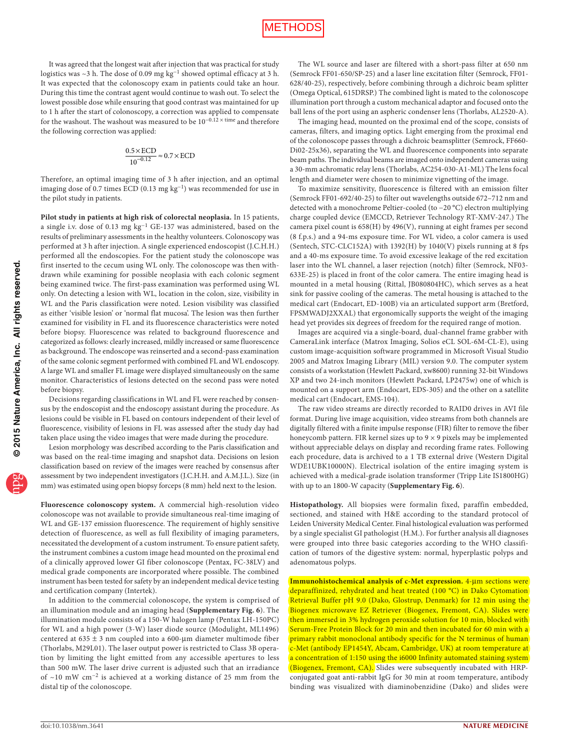It was agreed that the longest wait after injection that was practical for study logistics was ~3 h. The dose of 0.09 mg $kg^{-1}$ showed optimal efficacy at 3 h. It was expected that the colonoscopy exam in patients could take an hour. During this time the contrast agent would continue to wash out. To select the lowest possible dose while ensuring that good contrast was maintained for up to 1 h after the start of colonoscopy, a correction was applied to compensate for the washout. The washout was measured to be $10^{-0.12 \times \text{time}}$ and therefore the following correction was applied:

$$\frac{0.5 \times \text{ECD}}{10^{-0.12}} \approx 0.7 \times \text{ECD}$$

Therefore, an optimal imaging time of 3 h after injection, and an optimal imaging dose of 0.7 times ECD (0.13 mg $kg^{-1}$) was recommended for use in the pilot study in patients.

**Pilot study in patients at high risk of colorectal neoplasia.** In 15 patients, a single i.v. dose of 0.13 mg $kg^{-1}$ GE-137 was administered, based on the results of preliminary assessments in the healthy volunteers. Colonoscopy was performed at 3 h after injection. A single experienced endoscopist (J.C.H.H.) performed all the endoscopies. For the patient study the colonoscope was first inserted to the cecum using WL only. The colonoscope was then withdrawn while examining for possible neoplasia with each colonic segment being examined twice. The first-pass examination was performed using WL only. On detecting a lesion with WL, location in the colon, size, visibility in WL and the Paris classification were noted. Lesion visibility was classified as either 'visible lesion' or 'normal flat mucosa'. The lesion was then further examined for visibility in FL and its fluorescence characteristics were noted before biopsy. Fluorescence was related to background fluorescence and categorized as follows: clearly increased, mildly increased or same fluorescence as background. The endoscope was reinserted and a second-pass examination of the same colonic segment performed with combined FL and WL endoscopy. A large WL and smaller FL image were displayed simultaneously on the same monitor. Characteristics of lesions detected on the second pass were noted before biopsy.

Decisions regarding classifications in WL and FL were reached by consensus by the endoscopist and the endoscopy assistant during the procedure. As lesions could be visible in FL based on contours independent of their level of fluorescence, visibility of lesions in FL was assessed after the study day had taken place using the video images that were made during the procedure.

Lesion morphology was described according to the Paris classification and was based on the real-time imaging and snapshot data. Decisions on lesion classification based on review of the images were reached by consensus after assessment by two independent investigators (J.C.H.H. and A.M.J.L.). Size (in mm) was estimated using open biopsy forceps (8 mm) held next to the lesion.

**Fluorescence colonoscopy system.** A commercial high-resolution video colonoscope was not available to provide simultaneous real-time imaging of WL and GE-137 emission fluorescence. The requirement of highly sensitive detection of fluorescence, as well as full flexibility of imaging parameters, necessitated the development of a custom instrument. To ensure patient safety, the instrument combines a custom image head mounted on the proximal end of a clinically approved lower GI fiber colonoscope (Pentax, FC-38LV) and medical grade components are incorporated where possible. The combined instrument has been tested for safety by an independent medical device testing and certification company (Intertek).

In addition to the commercial colonoscope, the system is comprised of an illumination module and an imaging head (**Supplementary Fig. 6**). The illumination module consists of a 150-W halogen lamp (Pentax LH-150PC) for WL and a high power (3-W) laser diode source (Modulight, ML1496) centered at 635 ± 3 nm coupled into a 600-μm diameter multimode fiber (Thorlabs, M29L01). The laser output power is restricted to Class 3B operation by limiting the light emitted from any accessible apertures to less than 500 mW. The laser drive current is adjusted such that an irradiance of ~10 mW $cm^{-2}$ is achieved at a working distance of 25 mm from the distal tip of the colonoscope.

The WL source and laser are filtered with a short-pass filter at 650 nm (Semrock FF01-650/SP-25) and a laser line excitation filter (Semrock, FF01-628/40-25), respectively, before combining through a dichroic beam splitter (Omega Optical, 615DRSP.) The combined light is mated to the colonoscope illumination port through a custom mechanical adaptor and focused onto the ball lens of the port using an aspheric condenser lens (Thorlabs, AL2520-A).

The imaging head, mounted on the proximal end of the scope, consists of cameras, filters, and imaging optics. Light emerging from the proximal end of the colonoscope passes through a dichroic beamsplitter (Semrock, FF660-Di02-25x36), separating the WL and fluorescence components into separate beam paths. The individual beams are imaged onto independent cameras using a 30-mm achromatic relay lens (Thorlabs, AC254-030-A1-ML) The lens focal length and diameter were chosen to minimize vignetting of the image.

To maximize sensitivity, fluorescence is filtered with an emission filter (Semrock FF01-692/40-25) to filter out wavelengths outside 672–712 nm and detected with a monochrome Peltier-cooled (to −20 °C) electron multiplying charge coupled device (EMCCD, Retriever Technology RT-XMV-247.) The camera pixel count is 658(H) by 496(V), running at eight frames per second (8 f.p.s.) and a 94-ms exposure time. For WL video, a color camera is used (Sentech, STC-CLC152A) with 1392(H) by 1040(V) pixels running at 8 fps and a 40-ms exposure time. To avoid excessive leakage of the red excitation laser into the WL channel, a laser rejection (notch) filter (Semrock, NF03-633E-25) is placed in front of the color camera. The entire imaging head is mounted in a metal housing (Rittal, JB080804HC), which serves as a heat sink for passive cooling of the cameras. The metal housing is attached to the medical cart (Endocart, ED-100B) via an articulated support arm (Bretford, FPSMWADJ2XXAL) that ergonomically supports the weight of the imaging head yet provides six degrees of freedom for the required range of motion.

Images are acquired via a single-board, dual-channel frame grabber with CameraLink interface (Matrox Imaging, Solios eCL SOL-6M-CL-E), using custom image-acquisition software programmed in Microsoft Visual Studio 2005 and Matrox Imaging Library (MIL) version 9.0. The computer system consists of a workstation (Hewlett Packard, xw8600) running 32-bit Windows XP and two 24-inch monitors (Hewlett Packard, LP2475w) one of which is mounted on a support arm (Endocart, EDS-305) and the other on a satellite medical cart (Endocart, EMS-104).

The raw video streams are directly recorded to RAID0 drives in AVI file format. During live image acquisition, video streams from both channels are digitally filtered with a finite impulse response (FIR) filter to remove the fiber honeycomb pattern. FIR kernel sizes up to 9 × 9 pixels may be implemented without appreciable delays on display and recording frame rates. Following each procedure, data is archived to a 1 TB external drive (Western Digital WDE1UBK10000N). Electrical isolation of the entire imaging system is achieved with a medical-grade isolation transformer (Tripp Lite IS1800HG) with up to an 1800-W capacity (**Supplementary Fig. 6**).

**Histopathology.** All biopsies were formalin fixed, paraffin embedded, sectioned, and stained with H&E according to the standard protocol of Leiden University Medical Center. Final histological evaluation was performed by a single specialist GI pathologist (H.M.). For further analysis all diagnoses were grouped into three basic categories according to the WHO classification of tumors of the digestive system: normal, hyperplastic polyps and adenomatous polyps.

**Immunohistochemical analysis of c-Met expression.** 4-μm sections were deparaffinized, rehydrated and heat treated (100 °C) in Dako Cytomation Retrieval Buffer pH 9.0 (Dako, Glostrup, Denmark) for 12 min using the Biogenex microwave EZ Retriever (Biogenex, Fremont, CA). Slides were then immersed in 3% hydrogen peroxide solution for 10 min, blocked with Serum-Free Protein Block for 20 min and then incubated for 60 min with a primary rabbit monoclonal antibody specific for the N terminus of human c-Met (antibody EP1454Y, Abcam, Cambridge, UK) at room temperature at a concentration of 1:150 using the i6000 Infinity automated staining system (Biogenex, Fremont, CA). Slides were subsequently incubated with HRP-conjugated goat anti-rabbit IgG for 30 min at room temperature, antibody binding was visualized with diaminobenzidine (Dako) and slides were